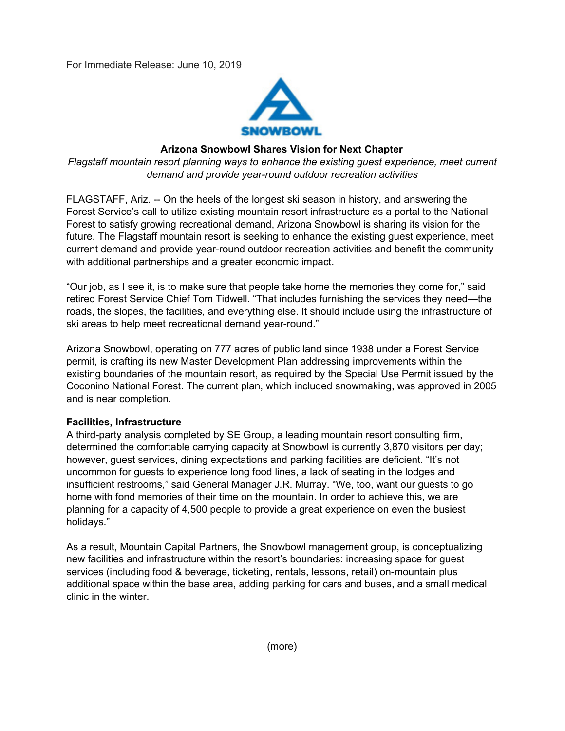For Immediate Release: June 10, 2019

SNOWBOWL

**Arizona Snowbowl Shares Vision for Next Chapter**

*Flagstaff mountain resort planning ways to enhance the existing guest experience, meet current demand and provide year-round outdoor recreation activities*

FLAGSTAFF, Ariz. -- On the heels of the longest ski season in history, and answering the Forest Service's call to utilize existing mountain resort infrastructure as a portal to the National Forest to satisfy growing recreational demand, Arizona Snowbowl is sharing its vision for the future. The Flagstaff mountain resort is seeking to enhance the existing guest experience, meet current demand and provide year-round outdoor recreation activities and benefit the community with additional partnerships and a greater economic impact.

"Our job, as I see it, is to make sure that people take home the memories they come for," said retired Forest Service Chief Tom Tidwell. "That includes furnishing the services they need—the roads, the slopes, the facilities, and everything else. It should include using the infrastructure of ski areas to help meet recreational demand year-round."

Arizona Snowbowl, operating on 777 acres of public land since 1938 under a Forest Service permit, is crafting its new Master Development Plan addressing improvements within the existing boundaries of the mountain resort, as required by the Special Use Permit issued by the Coconino National Forest. The current plan, which included snowmaking, was approved in 2005 and is near completion.

**Facilities, Infrastructure**

A third-party analysis completed by SE Group, a leading mountain resort consulting firm, determined the comfortable carrying capacity at Snowbowl is currently 3,870 visitors per day; however, guest services, dining expectations and parking facilities are deficient. "It's not uncommon for guests to experience long food lines, a lack of seating in the lodges and insufficient restrooms," said General Manager J.R. Murray. "We, too, want our guests to go home with fond memories of their time on the mountain. In order to achieve this, we are planning for a capacity of 4,500 people to provide a great experience on even the busiest holidays."

As a result, Mountain Capital Partners, the Snowbowl management group, is conceptualizing new facilities and infrastructure within the resort's boundaries: increasing space for guest services (including food & beverage, ticketing, rentals, lessons, retail) on-mountain plus additional space within the base area, adding parking for cars and buses, and a small medical clinic in the winter.

(more)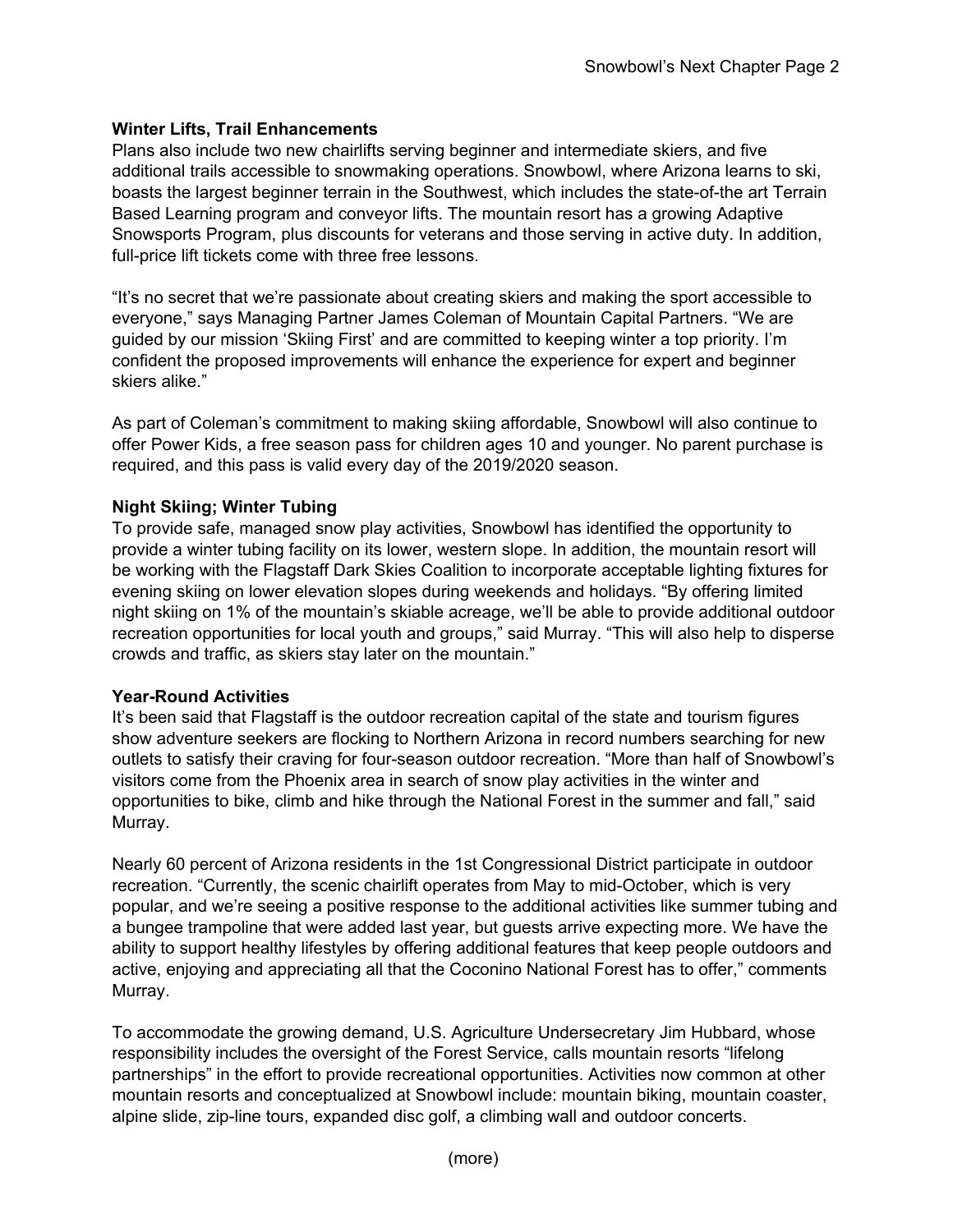**Winter Lifts, Trail Enhancements**

Plans also include two new chairlifts serving beginner and intermediate skiers, and five additional trails accessible to snowmaking operations. Snowbowl, where Arizona learns to ski, boasts the largest beginner terrain in the Southwest, which includes the state-of-the art Terrain Based Learning program and conveyor lifts. The mountain resort has a growing Adaptive Snowsports Program, plus discounts for veterans and those serving in active duty. In addition, full-price lift tickets come with three free lessons.

"It's no secret that we're passionate about creating skiers and making the sport accessible to everyone," says Managing Partner James Coleman of Mountain Capital Partners. "We are guided by our mission 'Skiing First' and are committed to keeping winter a top priority. I'm confident the proposed improvements will enhance the experience for expert and beginner skiers alike."

As part of Coleman's commitment to making skiing affordable, Snowbowl will also continue to offer Power Kids, a free season pass for children ages 10 and younger. No parent purchase is required, and this pass is valid every day of the 2019/2020 season.

**Night Skiing; Winter Tubing**

To provide safe, managed snow play activities, Snowbowl has identified the opportunity to provide a winter tubing facility on its lower, western slope. In addition, the mountain resort will be working with the Flagstaff Dark Skies Coalition to incorporate acceptable lighting fixtures for evening skiing on lower elevation slopes during weekends and holidays. "By offering limited night skiing on 1% of the mountain's skiable acreage, we'll be able to provide additional outdoor recreation opportunities for local youth and groups," said Murray. "This will also help to disperse crowds and traffic, as skiers stay later on the mountain."

**Year-Round Activities**

It's been said that Flagstaff is the outdoor recreation capital of the state and tourism figures show adventure seekers are flocking to Northern Arizona in record numbers searching for new outlets to satisfy their craving for four-season outdoor recreation. "More than half of Snowbowl's visitors come from the Phoenix area in search of snow play activities in the winter and opportunities to bike, climb and hike through the National Forest in the summer and fall," said Murray.

Nearly 60 percent of Arizona residents in the 1st Congressional District participate in outdoor recreation. "Currently, the scenic chairlift operates from May to mid-October, which is very popular, and we're seeing a positive response to the additional activities like summer tubing and a bungee trampoline that were added last year, but guests arrive expecting more. We have the ability to support healthy lifestyles by offering additional features that keep people outdoors and active, enjoying and appreciating all that the Coconino National Forest has to offer," comments Murray.

To accommodate the growing demand, U.S. Agriculture Undersecretary Jim Hubbard, whose responsibility includes the oversight of the Forest Service, calls mountain resorts "lifelong partnerships" in the effort to provide recreational opportunities. Activities now common at other mountain resorts and conceptualized at Snowbowl include: mountain biking, mountain coaster, alpine slide, zip-line tours, expanded disc golf, a climbing wall and outdoor concerts.

(more)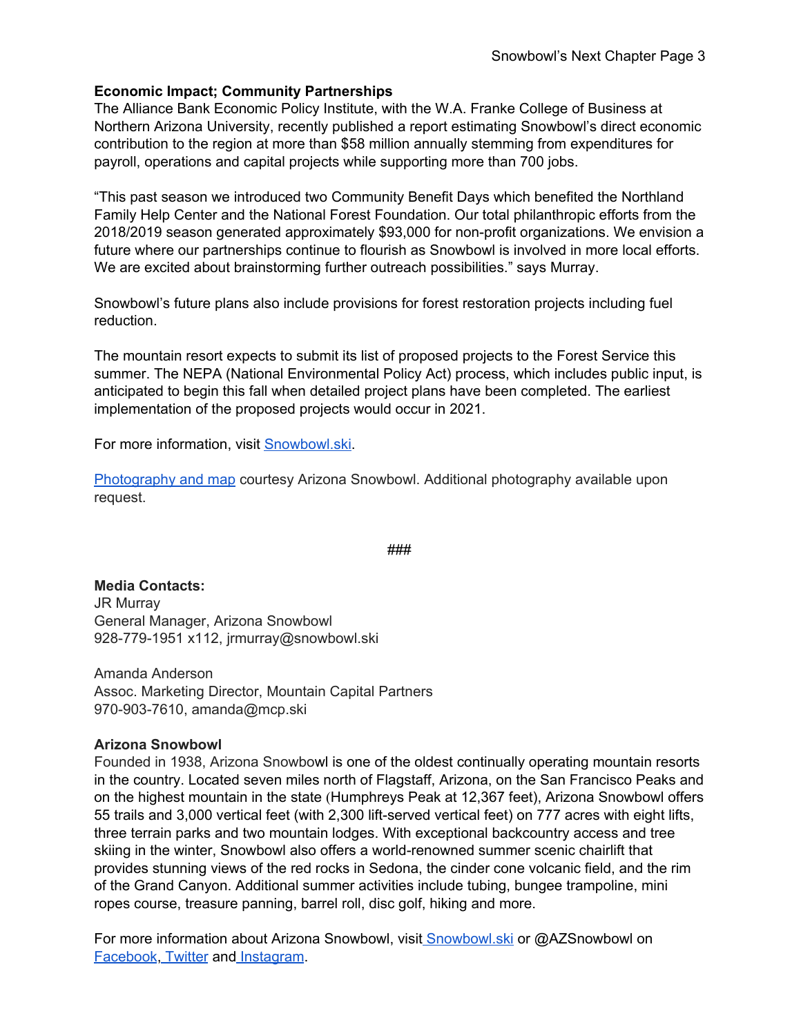**Economic Impact; Community Partnerships**

The Alliance Bank Economic Policy Institute, with the W.A. Franke College of Business at Northern Arizona University, recently published a report estimating Snowbowl's direct economic contribution to the region at more than $58 million annually stemming from expenditures for payroll, operations and capital projects while supporting more than 700 jobs.

"This past season we introduced two Community Benefit Days which benefited the Northland Family Help Center and the National Forest Foundation. Our total philanthropic efforts from the 2018/2019 season generated approximately $93,000 for non-profit organizations. We envision a future where our partnerships continue to flourish as Snowbowl is involved in more local efforts. We are excited about brainstorming further outreach possibilities." says Murray.

Snowbowl's future plans also include provisions for forest restoration projects including fuel reduction.

The mountain resort expects to submit its list of proposed projects to the Forest Service this summer. The NEPA (National Environmental Policy Act) process, which includes public input, is anticipated to begin this fall when detailed project plans have been completed. The earliest implementation of the proposed projects would occur in 2021.

For more information, visit Snowbowl.ski.

Photography and map courtesy Arizona Snowbowl. Additional photography available upon request.

###

**Media Contacts:**

JR Murray
General Manager, Arizona Snowbowl
928-779-1951 x112, jrmurray@snowbowl.ski

Amanda Anderson
Assoc. Marketing Director, Mountain Capital Partners
970-903-7610, amanda@mcp.ski

**Arizona Snowbowl**

Founded in 1938, Arizona Snowbowl is one of the oldest continually operating mountain resorts in the country. Located seven miles north of Flagstaff, Arizona, on the San Francisco Peaks and on the highest mountain in the state (Humphreys Peak at 12,367 feet), Arizona Snowbowl offers 55 trails and 3,000 vertical feet (with 2,300 lift-served vertical feet) on 777 acres with eight lifts, three terrain parks and two mountain lodges. With exceptional backcountry access and tree skiing in the winter, Snowbowl also offers a world-renowned summer scenic chairlift that provides stunning views of the red rocks in Sedona, the cinder cone volcanic field, and the rim of the Grand Canyon. Additional summer activities include tubing, bungee trampoline, mini ropes course, treasure panning, barrel roll, disc golf, hiking and more.

For more information about Arizona Snowbowl, visit Snowbowl.ski or @AZSnowbowl on Facebook, Twitter and Instagram.